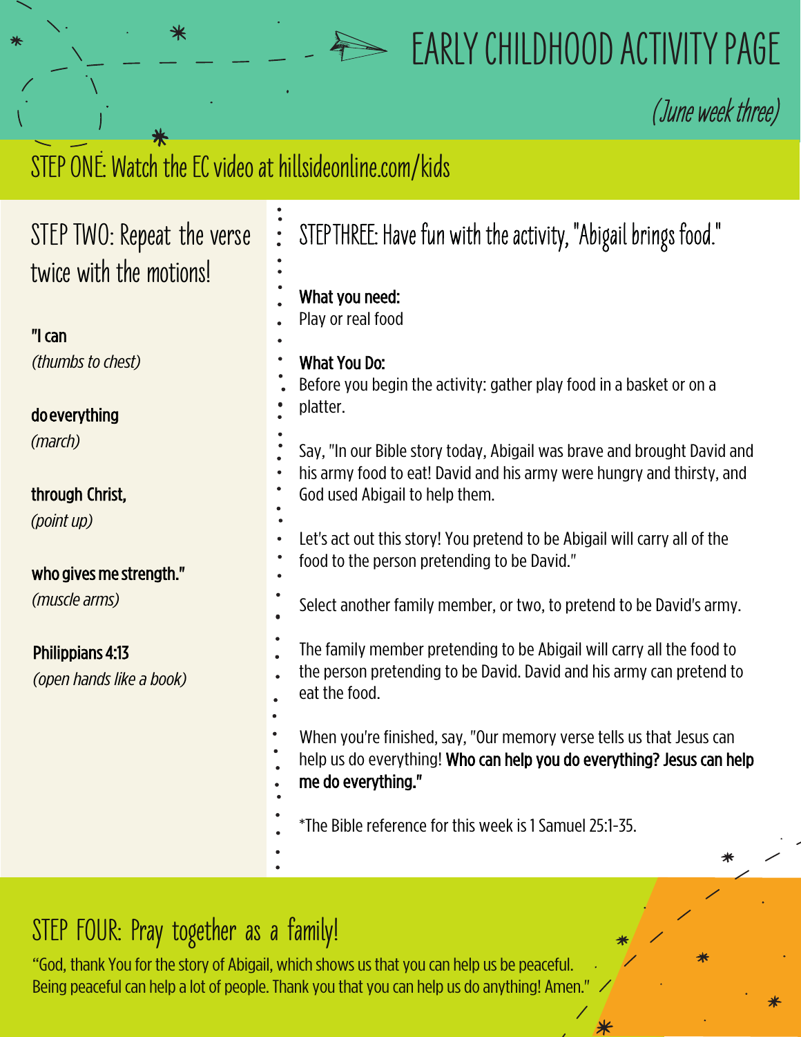# EARLY CHILDHOOD ACTIVITY PAGE

*(June week three)*

## STEP ONE: Watch the EC video at hillsideonline.com/kids

## STEP TWO: Repeat the verse twice with the motions!

**"I can**
*(thumbs to chest)*

**do everything**
*(march)*

**through Christ,**
*(point up)*

**who gives me strength."**
*(muscle arms)*

**Philippians 4:13**
*(open hands like a book)*

## STEP THREE: Have fun with the activity, "Abigail brings food."

**What you need:**
Play or real food

**What You Do:**
Before you begin the activity: gather play food in a basket or on a platter.

Say, "In our Bible story today, Abigail was brave and brought David and his army food to eat! David and his army were hungry and thirsty, and God used Abigail to help them.

Let's act out this story! You pretend to be Abigail will carry all of the food to the person pretending to be David."

Select another family member, or two, to pretend to be David's army.

The family member pretending to be Abigail will carry all the food to the person pretending to be David. David and his army can pretend to eat the food.

When you're finished, say, "Our memory verse tells us that Jesus can help us do everything! **Who can help you do everything? Jesus can help me do everything."**

*The Bible reference for this week is 1 Samuel 25:1-35.

## STEP FOUR: Pray together as a family!

"God, thank You for the story of Abigail, which shows us that you can help us be peaceful. Being peaceful can help a lot of people. Thank you that you can help us do anything! Amen."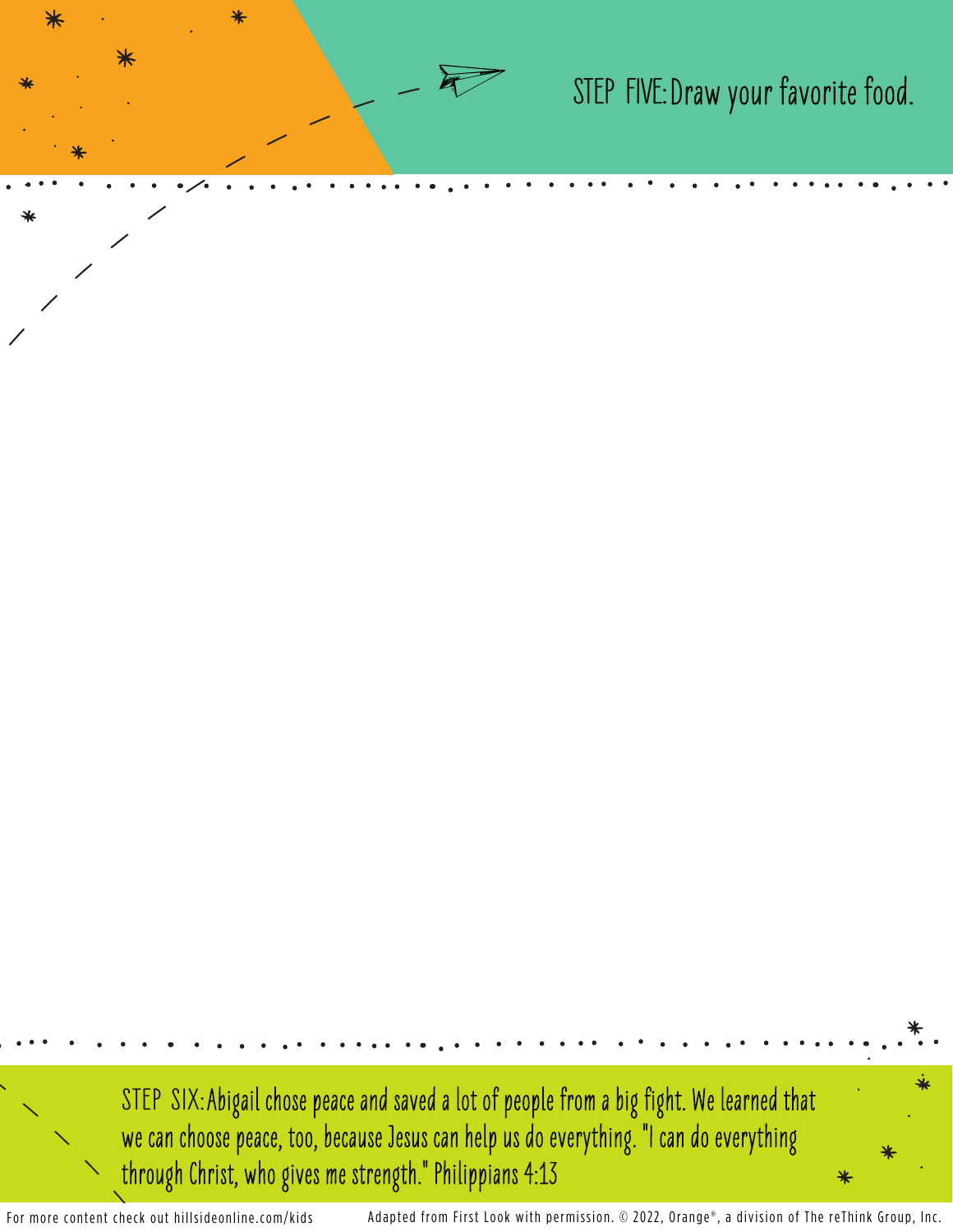STEP FIVE: Draw your favorite food.

STEP SIX: Abigail chose peace and saved a lot of people from a big fight. We learned that we can choose peace, too, because Jesus can help us do everything. "I can do everything through Christ, who gives me strength." Philippians 4:13

For more content check out hillsideonline.com/kids

Adapted from First Look with permission. © 2022, Orange®, a division of The reThink Group, Inc.